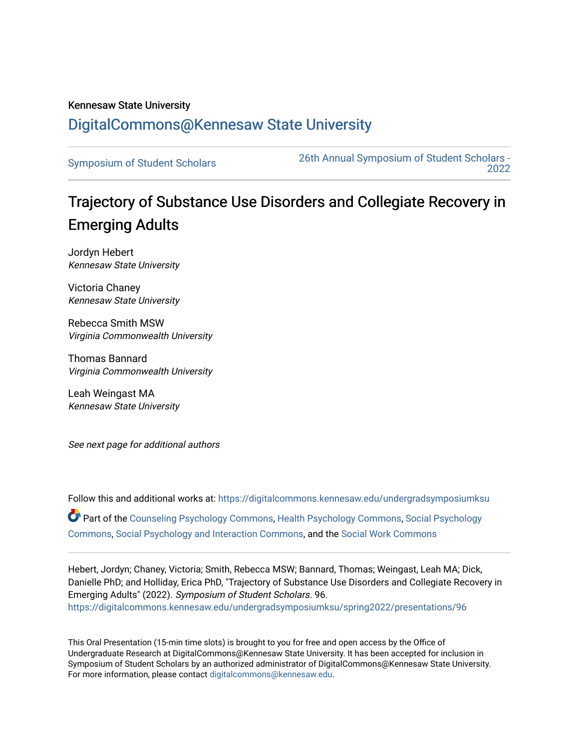Kennesaw State University

# DigitalCommons@Kennesaw State University

Symposium of Student Scholars

26th Annual Symposium of Student Scholars - 2022

## Trajectory of Substance Use Disorders and Collegiate Recovery in Emerging Adults

Jordyn Hebert
*Kennesaw State University*

Victoria Chaney
*Kennesaw State University*

Rebecca Smith MSW
*Virginia Commonwealth University*

Thomas Bannard
*Virginia Commonwealth University*

Leah Weingast MA
*Kennesaw State University*

*See next page for additional authors*

Follow this and additional works at: https://digitalcommons.kennesaw.edu/undergradsymposiumksu

Part of the Counseling Psychology Commons, Health Psychology Commons, Social Psychology Commons, Social Psychology and Interaction Commons, and the Social Work Commons

Hebert, Jordyn; Chaney, Victoria; Smith, Rebecca MSW; Bannard, Thomas; Weingast, Leah MA; Dick, Danielle PhD; and Holliday, Erica PhD, "Trajectory of Substance Use Disorders and Collegiate Recovery in Emerging Adults" (2022). *Symposium of Student Scholars*. 96.
https://digitalcommons.kennesaw.edu/undergradsymposiumksu/spring2022/presentations/96

This Oral Presentation (15-min time slots) is brought to you for free and open access by the Office of Undergraduate Research at DigitalCommons@Kennesaw State University. It has been accepted for inclusion in Symposium of Student Scholars by an authorized administrator of DigitalCommons@Kennesaw State University. For more information, please contact digitalcommons@kennesaw.edu.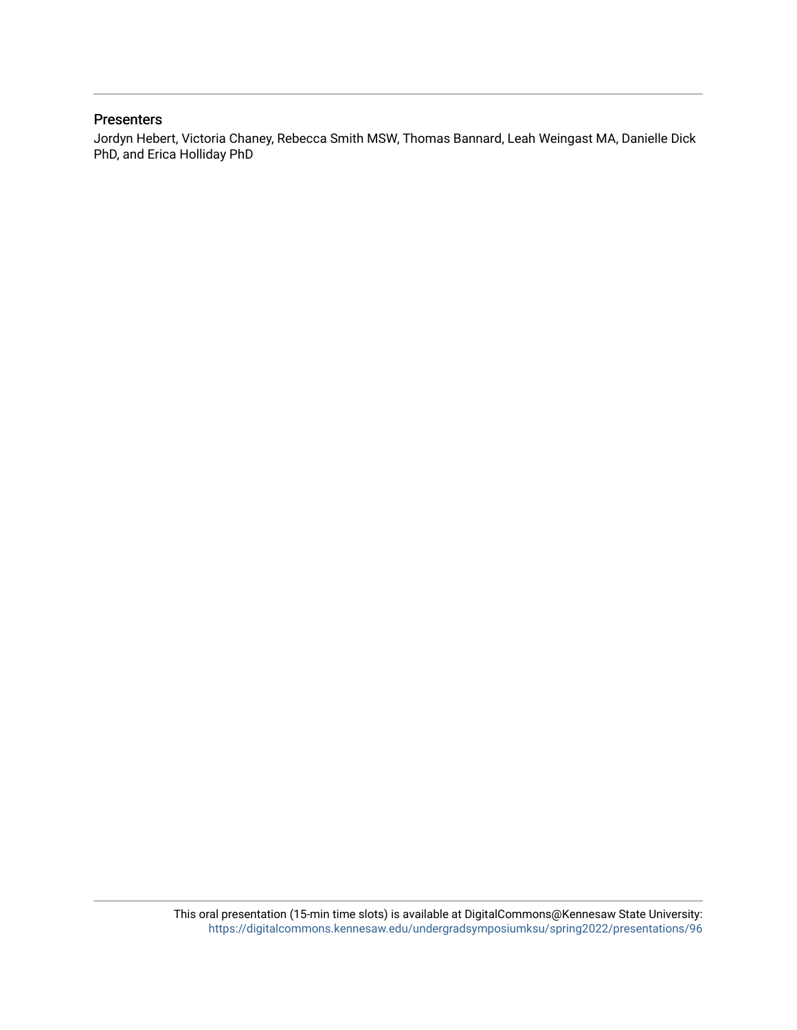## Presenters

Jordyn Hebert, Victoria Chaney, Rebecca Smith MSW, Thomas Bannard, Leah Weingast MA, Danielle Dick PhD, and Erica Holliday PhD

This oral presentation (15-min time slots) is available at DigitalCommons@Kennesaw State University: https://digitalcommons.kennesaw.edu/undergradsymposiumksu/spring2022/presentations/96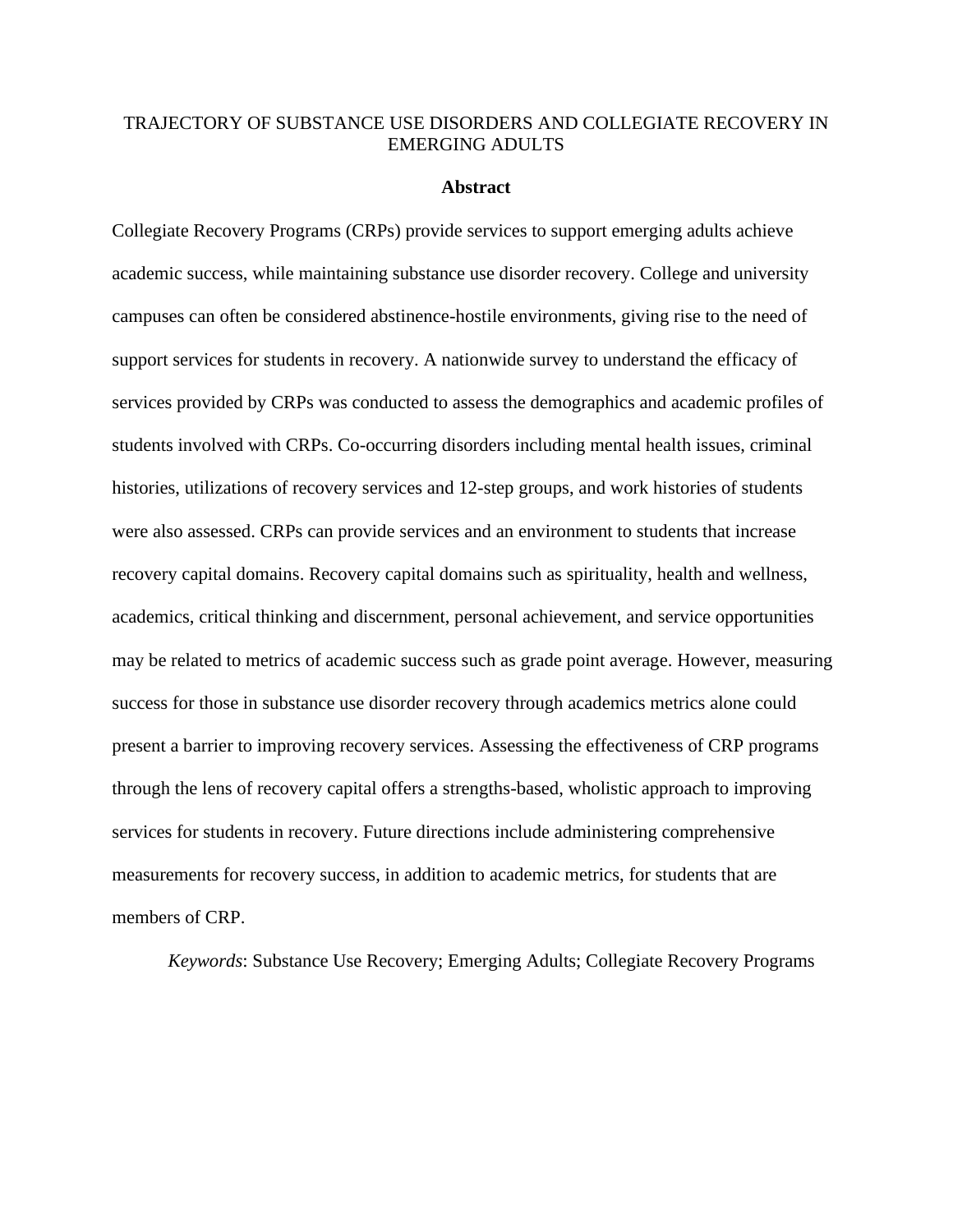# TRAJECTORY OF SUBSTANCE USE DISORDERS AND COLLEGIATE RECOVERY IN EMERGING ADULTS

## Abstract

Collegiate Recovery Programs (CRPs) provide services to support emerging adults achieve academic success, while maintaining substance use disorder recovery. College and university campuses can often be considered abstinence-hostile environments, giving rise to the need of support services for students in recovery. A nationwide survey to understand the efficacy of services provided by CRPs was conducted to assess the demographics and academic profiles of students involved with CRPs. Co-occurring disorders including mental health issues, criminal histories, utilizations of recovery services and 12-step groups, and work histories of students were also assessed. CRPs can provide services and an environment to students that increase recovery capital domains. Recovery capital domains such as spirituality, health and wellness, academics, critical thinking and discernment, personal achievement, and service opportunities may be related to metrics of academic success such as grade point average. However, measuring success for those in substance use disorder recovery through academics metrics alone could present a barrier to improving recovery services. Assessing the effectiveness of CRP programs through the lens of recovery capital offers a strengths-based, wholistic approach to improving services for students in recovery. Future directions include administering comprehensive measurements for recovery success, in addition to academic metrics, for students that are members of CRP.

*Keywords*: Substance Use Recovery; Emerging Adults; Collegiate Recovery Programs